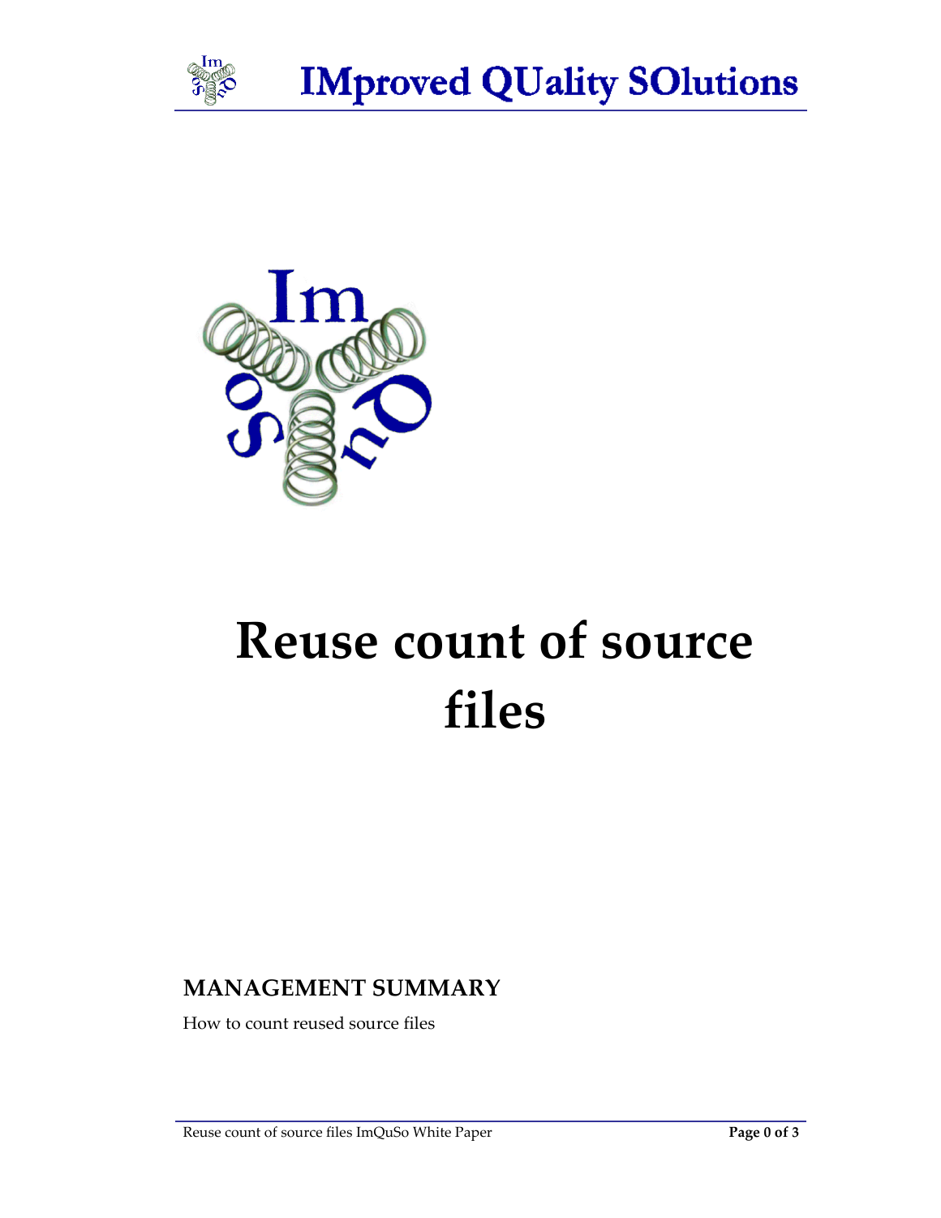# Reuse count of source files

## MANAGEMENT SUMMARY

How to count reused source files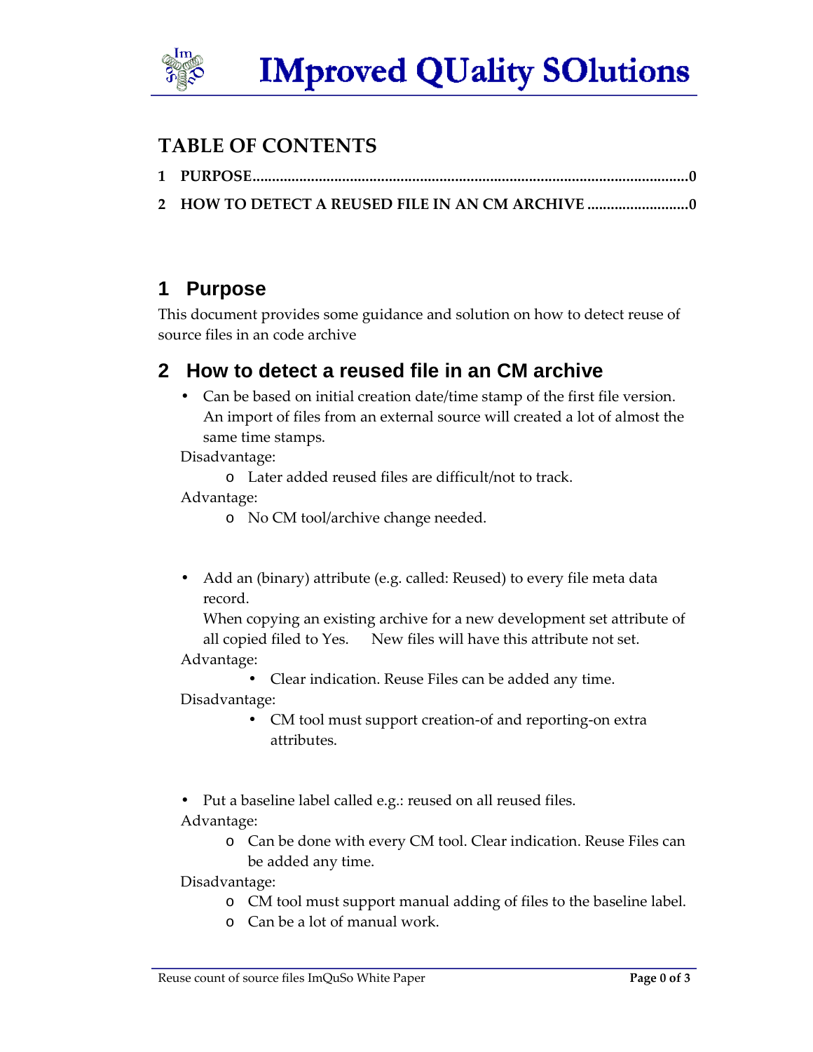# TABLE OF CONTENTS

1 PURPOSE..............................................................................................................0

2 HOW TO DETECT A REUSED FILE IN AN CM ARCHIVE ..........................0

# 1 Purpose

This document provides some guidance and solution on how to detect reuse of source files in an code archive

## 2 How to detect a reused file in an CM archive

- Can be based on initial creation date/time stamp of the first file version. An import of files from an external source will created a lot of almost the same time stamps.

  Disadvantage:
    - Later added reused files are difficult/not to track.

  Advantage:
    - No CM tool/archive change needed.

- Add an (binary) attribute (e.g. called: Reused) to every file meta data record.
  When copying an existing archive for a new development set attribute of all copied filed to Yes. New files will have this attribute not set.

  Advantage:
    - Clear indication. Reuse Files can be added any time.

  Disadvantage:
    - CM tool must support creation-of and reporting-on extra attributes.

- Put a baseline label called e.g.: reused on all reused files.

  Advantage:
    - Can be done with every CM tool. Clear indication. Reuse Files can be added any time.

  Disadvantage:
    - CM tool must support manual adding of files to the baseline label.
    - Can be a lot of manual work.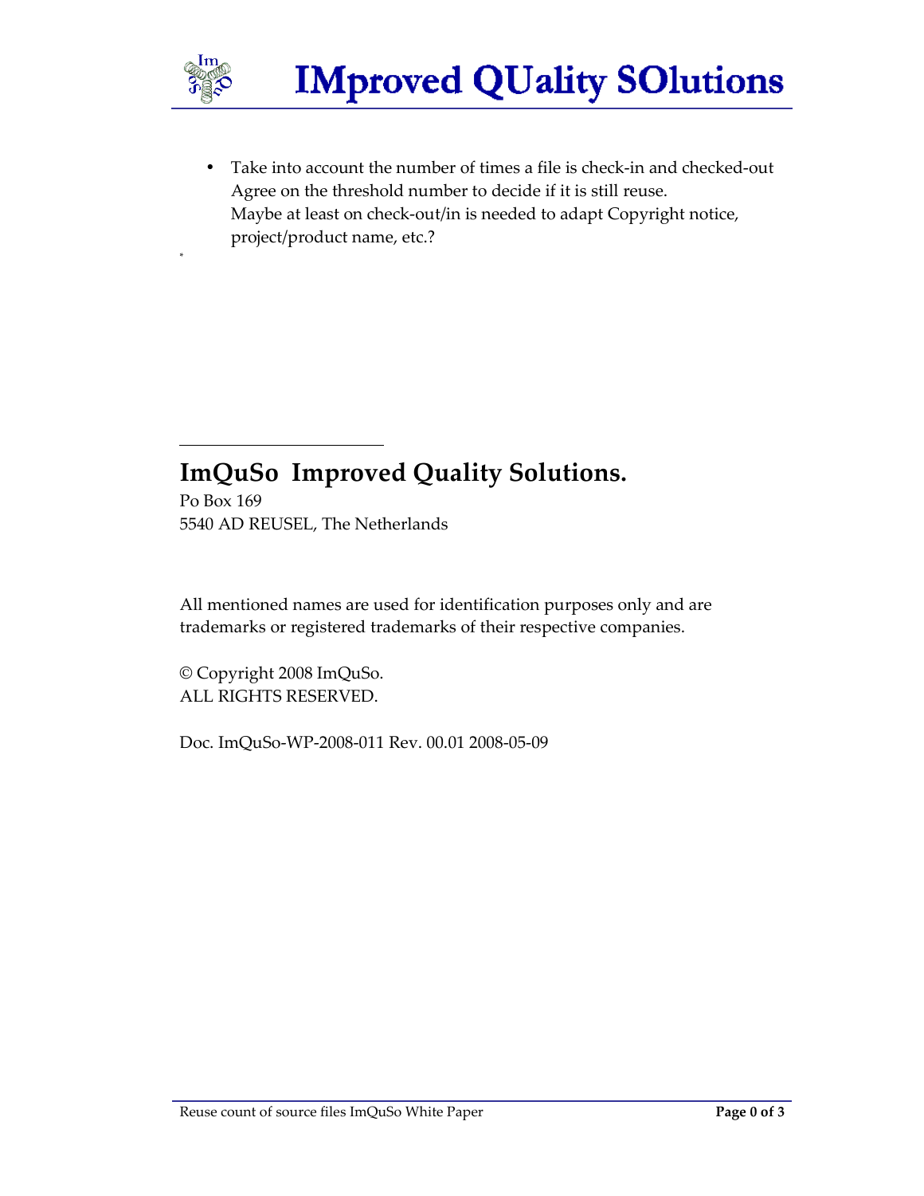- Take into account the number of times a file is check-in and checked-out
  Agree on the threshold number to decide if it is still reuse.
  Maybe at least on check-out/in is needed to adapt Copyright notice, project/product name, etc.?

\*

---

## ImQuSo  Improved Quality Solutions.

Po Box 169
5540 AD REUSEL, The Netherlands

All mentioned names are used for identification purposes only and are trademarks or registered trademarks of their respective companies.

© Copyright 2008 ImQuSo.
ALL RIGHTS RESERVED.

Doc. ImQuSo-WP-2008-011 Rev. 00.01 2008-05-09